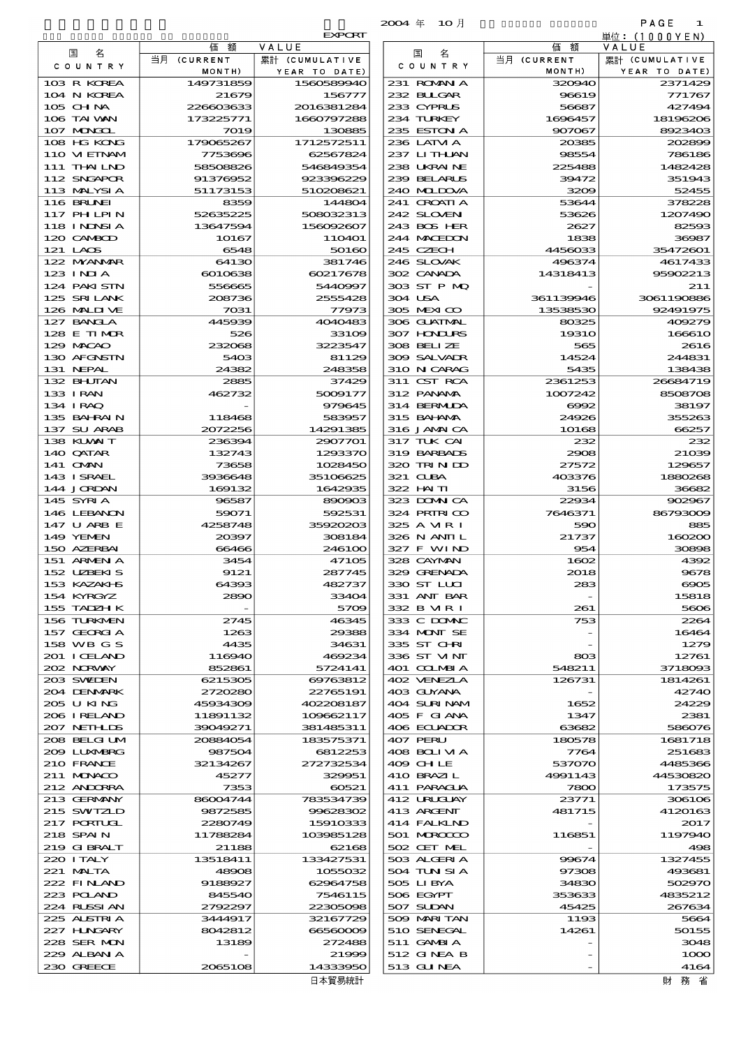EXPORT

2004 年 10 月

単位：(1000YEN)

| 国名 COUNTRY | 価額 VALUE 当月 (CURRENT MONTH) | 累計 (CUMULATIVE YEAR TO DATE) | 国名 COUNTRY | 価額 VALUE 当月 (CURRENT MONTH) | 累計 (CUMULATIVE YEAR TO DATE) |
|---|---|---|---|---|---|
| 103 R KOREA | 149731859 | 1560589940 | 231 ROMANIA | 320940 | 2371429 |
| 104 N KOREA | 21679 | 156777 | 232 BULGAR | 96619 | 771767 |
| 105 CHINA | 226603633 | 2016381284 | 233 CYPRUS | 56687 | 427494 |
| 106 TAIWAN | 173225771 | 1660797288 | 234 TURKEY | 1696457 | 18196206 |
| 107 MONGOL | 7019 | 130885 | 235 ESTONIA | 907067 | 8923403 |
| 108 HG KONG | 179065267 | 1712572511 | 236 LATVIA | 20385 | 202899 |
| 110 VIETNAM | 7753696 | 62567824 | 237 LITHUAN | 98554 | 786186 |
| 111 THAILND | 58508826 | 546849354 | 238 UKRAINE | 225488 | 1482428 |
| 112 SNGAPOR | 91376952 | 923396229 | 239 BELARUS | 39472 | 351943 |
| 113 MALYSIA | 51173153 | 510208621 | 240 MOLDOVA | 3209 | 52455 |
| 116 BRUNEI | 8359 | 144804 | 241 CROATIA | 53644 | 378228 |
| 117 PHILPIN | 52635225 | 508032313 | 242 SLOVEN | 53626 | 1207490 |
| 118 INDNSIA | 13647594 | 156092607 | 243 BOS HER | 2627 | 82593 |
| 120 CAMBOD | 10167 | 110401 | 244 MACEDON | 1838 | 36987 |
| 121 LAOS | 6548 | 50160 | 245 CZECH | 4456033 | 35472601 |
| 122 MYANMAR | 64130 | 381746 | 246 SLOVAK | 496374 | 4617433 |
| 123 INDIA | 6010638 | 60217678 | 302 CANADA | 14318413 | 95902213 |
| 124 PAKISTN | 556665 | 5440997 | 303 ST P MQ | - | 211 |
| 125 SRI LANK | 208736 | 2555428 | 304 USA | 361139946 | 3061190886 |
| 126 MALDIVE | 7031 | 77973 | 305 MEXICO | 13538530 | 92491975 |
| 127 BANGLA | 445939 | 4040483 | 306 GUATMAL | 80325 | 409279 |
| 128 E TIMOR | 526 | 33109 | 307 HONDURS | 19310 | 166610 |
| 129 MACAO | 232068 | 3223547 | 308 BELIZE | 565 | 2616 |
| 130 AFGNSTN | 5403 | 81129 | 309 SALVADR | 14524 | 244831 |
| 131 NEPAL | 24382 | 248358 | 310 NICARAG | 5435 | 138438 |
| 132 BHUTAN | 2885 | 37429 | 311 CST RCA | 2361253 | 26684719 |
| 133 IRAN | 462732 | 5009177 | 312 PANAMA | 1007242 | 8508708 |
| 134 IRAQ | - | 979645 | 314 BERMUDA | 6992 | 38197 |
| 135 BAHRAIN | 118468 | 583957 | 315 BAHAMA | 24926 | 355263 |
| 137 SU ARAB | 2072256 | 14291385 | 316 JAMAICA | 10168 | 66257 |
| 138 KUWAIT | 236394 | 2907701 | 317 TUK CAI | 232 | 232 |
| 140 QATAR | 132743 | 1293370 | 319 BARBADS | 2908 | 21039 |
| 141 OMAN | 73658 | 1028450 | 320 TRINDD | 27572 | 129657 |
| 143 ISRAEL | 3936648 | 35106625 | 321 CUBA | 403376 | 1880268 |
| 144 JORDAN | 169132 | 1642935 | 322 HAITI | 3156 | 36682 |
| 145 SYRIA | 96587 | 890903 | 323 DOMNCA | 22934 | 902967 |
| 146 LEBANON | 59071 | 592531 | 324 PRTRICO | 7646371 | 86793009 |
| 147 U ARB E | 4258748 | 35920203 | 325 A VIR I | 590 | 885 |
| 149 YEMEN | 20397 | 308184 | 326 N ANTIL | 21737 | 160200 |
| 150 AZERBAI | 66466 | 246100 | 327 F WIND | 954 | 30898 |
| 151 ARMENIA | 3454 | 47105 | 328 CAYMAN | 1602 | 4392 |
| 152 UZBEKIS | 9121 | 287745 | 329 GRENADA | 2018 | 9678 |
| 153 KAZAKHS | 64393 | 482737 | 330 ST LUCI | 283 | 6905 |
| 154 KYRGYZ | 2890 | 33404 | 331 ANT BAR | - | 15818 |
| 155 TADZHIK | - | 5709 | 332 B VIR I | 261 | 5606 |
| 156 TURKMEN | 2745 | 46345 | 333 C DOMNC | 753 | 2264 |
| 157 GEORGIA | 1263 | 29388 | 334 MONT SE | - | 16464 |
| 158 WB G S | 4435 | 34631 | 335 ST CHRI | - | 1279 |
| 201 ICELAND | 116940 | 469234 | 336 ST VINT | 803 | 12761 |
| 202 NORWAY | 852861 | 5724141 | 401 COLMBIA | 548211 | 3718093 |
| 203 SWEDEN | 6215305 | 69763812 | 402 VENEZLA | 126731 | 1814261 |
| 204 DENMARK | 2720280 | 22765191 | 403 GUYANA | - | 42740 |
| 205 U KING | 45934309 | 402208187 | 404 SURINAM | 1652 | 24229 |
| 206 IRELAND | 11891132 | 109662117 | 405 F GIANA | 1347 | 2381 |
| 207 NETHLDS | 39049271 | 381485311 | 406 ECUADOR | 63682 | 586076 |
| 208 BELGIUM | 20884054 | 183575371 | 407 PERU | 180578 | 1681718 |
| 209 LUXMBRG | 987504 | 6812253 | 408 BOLIVIA | 7764 | 251683 |
| 210 FRANCE | 32134267 | 272732534 | 409 CHILE | 537070 | 4485366 |
| 211 MONACO | 45277 | 329951 | 410 BRAZIL | 4991143 | 44530820 |
| 212 ANDORRA | 7353 | 60521 | 411 PARAGUA | 7800 | 173575 |
| 213 GERMANY | 86004744 | 783534739 | 412 URUGUAY | 23771 | 306106 |
| 215 SWITZLD | 9872585 | 99628302 | 413 ARGENT | 481715 | 4120163 |
| 217 PORTUGL | 2280749 | 15910333 | 414 FALKLND | - | 2017 |
| 218 SPAIN | 11788284 | 103985128 | 501 MOROCCO | 116851 | 1197940 |
| 219 GIBRALT | 21188 | 62168 | 502 CET MEL | - | 498 |
| 220 ITALY | 13518411 | 133427531 | 503 ALGERIA | 99674 | 1327455 |
| 221 MALTA | 48908 | 1055032 | 504 TUNISIA | 97308 | 493681 |
| 222 FINLAND | 9188927 | 62964758 | 505 LIBYA | 34830 | 502970 |
| 223 POLAND | 845540 | 7546115 | 506 EGYPT | 353633 | 4835212 |
| 224 RUSSIAN | 2792297 | 22305098 | 507 SUDAN | 45425 | 267634 |
| 225 AUSTRIA | 3444917 | 32167729 | 509 MARITAN | 1193 | 5664 |
| 227 HUNGARY | 8042812 | 66560009 | 510 SENEGAL | 14261 | 50155 |
| 228 SER MON | 13189 | 272488 | 511 GAMBIA | - | 3048 |
| 229 ALBANIA | - | 21999 | 512 GINEA B | - | 1000 |
| 230 GREECE | 2065108 | 14333950 | 513 GUINEA | - | 4164 |

日本貿易統計　　財務省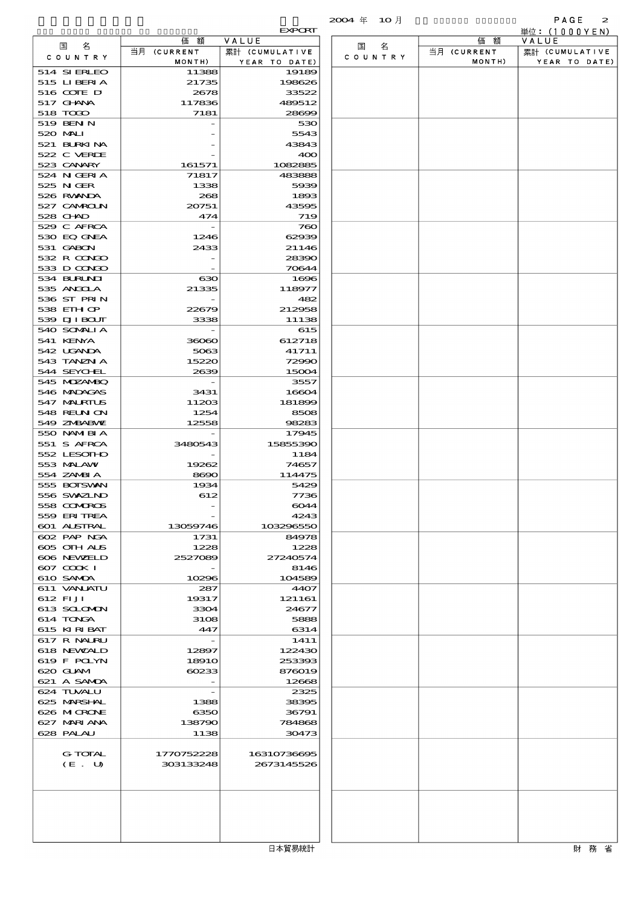EXPORT

2004 年 10 月

単位：(1000YEN)

| 国 名 COUNTRY | 価 額 VALUE 当月 (CURRENT MONTH) | 累計 (CUMULATIVE YEAR TO DATE) |
|---|---|---|
| 514 SIERLEO | 11388 | 19189 |
| 515 LIBERIA | 21735 | 198626 |
| 516 COTE D | 2678 | 33522 |
| 517 GHANA | 117836 | 489512 |
| 518 TOGO | 7181 | 28699 |
| 519 BENIN | - | 530 |
| 520 MALI | - | 5543 |
| 521 BURKINA | - | 43843 |
| 522 C VERDE | - | 400 |
| 523 CANARY | 161571 | 1082885 |
| 524 NIGERIA | 71817 | 483888 |
| 525 NIGER | 1338 | 5939 |
| 526 RWANDA | 268 | 1893 |
| 527 CAMROUN | 20751 | 43595 |
| 528 CHAD | 474 | 719 |
| 529 C AFRCA | - | 760 |
| 530 EQ GNEA | 1246 | 62939 |
| 531 GABON | 2433 | 21146 |
| 532 R CONGO | - | 28390 |
| 533 D CONGO | - | 70644 |
| 534 BURUNDI | 630 | 1696 |
| 535 ANGOLA | 21335 | 118977 |
| 536 ST PRIN | - | 482 |
| 538 ETHIOP | 22679 | 212958 |
| 539 DJIBOUT | 3338 | 11138 |
| 540 SOMALIA | - | 615 |
| 541 KENYA | 36060 | 612718 |
| 542 UGANDA | 5063 | 41711 |
| 543 TANZNIA | 15220 | 72990 |
| 544 SEYCHEL | 2639 | 15004 |
| 545 MOZAMBQ | - | 3557 |
| 546 MADAGAS | 3431 | 16604 |
| 547 MAURTUS | 11203 | 181899 |
| 548 REUNION | 1254 | 8508 |
| 549 ZMBABWE | 12558 | 98283 |
| 550 NAMIBIA | - | 17945 |
| 551 S AFRCA | 3480543 | 15855390 |
| 552 LESOTHO | - | 1184 |
| 553 MALAWI | 19262 | 74657 |
| 554 ZAMBIA | 8690 | 114475 |
| 555 BOTSWAN | 1934 | 5429 |
| 556 SWAZLND | 612 | 7736 |
| 558 COMOROS | - | 6044 |
| 559 ERITREA | - | 4243 |
| 601 AUSTRAL | 13059746 | 103296550 |
| 602 PAP NGA | 1731 | 84978 |
| 605 OTH AUS | 1228 | 1228 |
| 606 NEWZELD | 2527089 | 27240574 |
| 607 COOK I | - | 8146 |
| 610 SAMOA | 10296 | 104589 |
| 611 VANUATU | 287 | 4407 |
| 612 FIJI | 19317 | 121161 |
| 613 SOLOMON | 3304 | 24677 |
| 614 TONGA | 3108 | 5888 |
| 615 KIRIBAT | 447 | 6314 |
| 617 R NAURU | - | 1411 |
| 618 NEWCALD | 12897 | 122430 |
| 619 F POLYN | 18910 | 253393 |
| 620 GUAM | 60233 | 876019 |
| 621 A SAMOA | - | 12668 |
| 624 TUVALU | - | 2325 |
| 625 MARSHAL | 1388 | 38395 |
| 626 MICRONE | 6350 | 36791 |
| 627 MARIANA | 138790 | 784868 |
| 628 PALAU | 1138 | 30473 |
| G-TOTAL | 1770752228 | 16310736695 |
| (E. U) | 303133248 | 2673145526 |

日本貿易統計

財 務 省